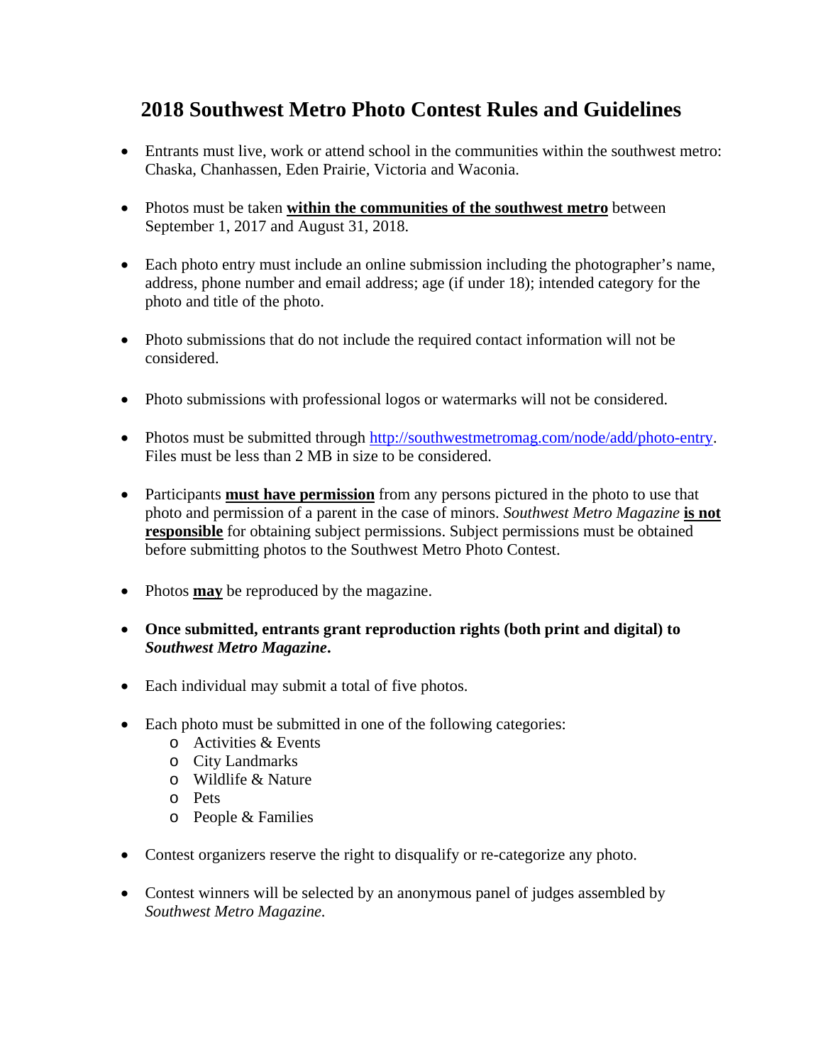# 2018 Southwest Metro Photo Contest Rules and Guidelines

- Entrants must live, work or attend school in the communities within the southwest metro: Chaska, Chanhassen, Eden Prairie, Victoria and Waconia.
- Photos must be taken **<u>within the communities of the southwest metro</u>** between September 1, 2017 and August 31, 2018.
- Each photo entry must include an online submission including the photographer's name, address, phone number and email address; age (if under 18); intended category for the photo and title of the photo.
- Photo submissions that do not include the required contact information will not be considered.
- Photo submissions with professional logos or watermarks will not be considered.
- Photos must be submitted through [http://southwestmetromag.com/node/add/photo-entry](http://southwestmetromag.com/node/add/photo-entry). Files must be less than 2 MB in size to be considered.
- Participants **<u>must have permission</u>** from any persons pictured in the photo to use that photo and permission of a parent in the case of minors. *Southwest Metro Magazine* **<u>is not responsible</u>** for obtaining subject permissions. Subject permissions must be obtained before submitting photos to the Southwest Metro Photo Contest.
- Photos **<u>may</u>** be reproduced by the magazine.
- **Once submitted, entrants grant reproduction rights (both print and digital) to *Southwest Metro Magazine*.**
- Each individual may submit a total of five photos.
- Each photo must be submitted in one of the following categories:
  - Activities & Events
  - City Landmarks
  - Wildlife & Nature
  - Pets
  - People & Families
- Contest organizers reserve the right to disqualify or re-categorize any photo.
- Contest winners will be selected by an anonymous panel of judges assembled by *Southwest Metro Magazine.*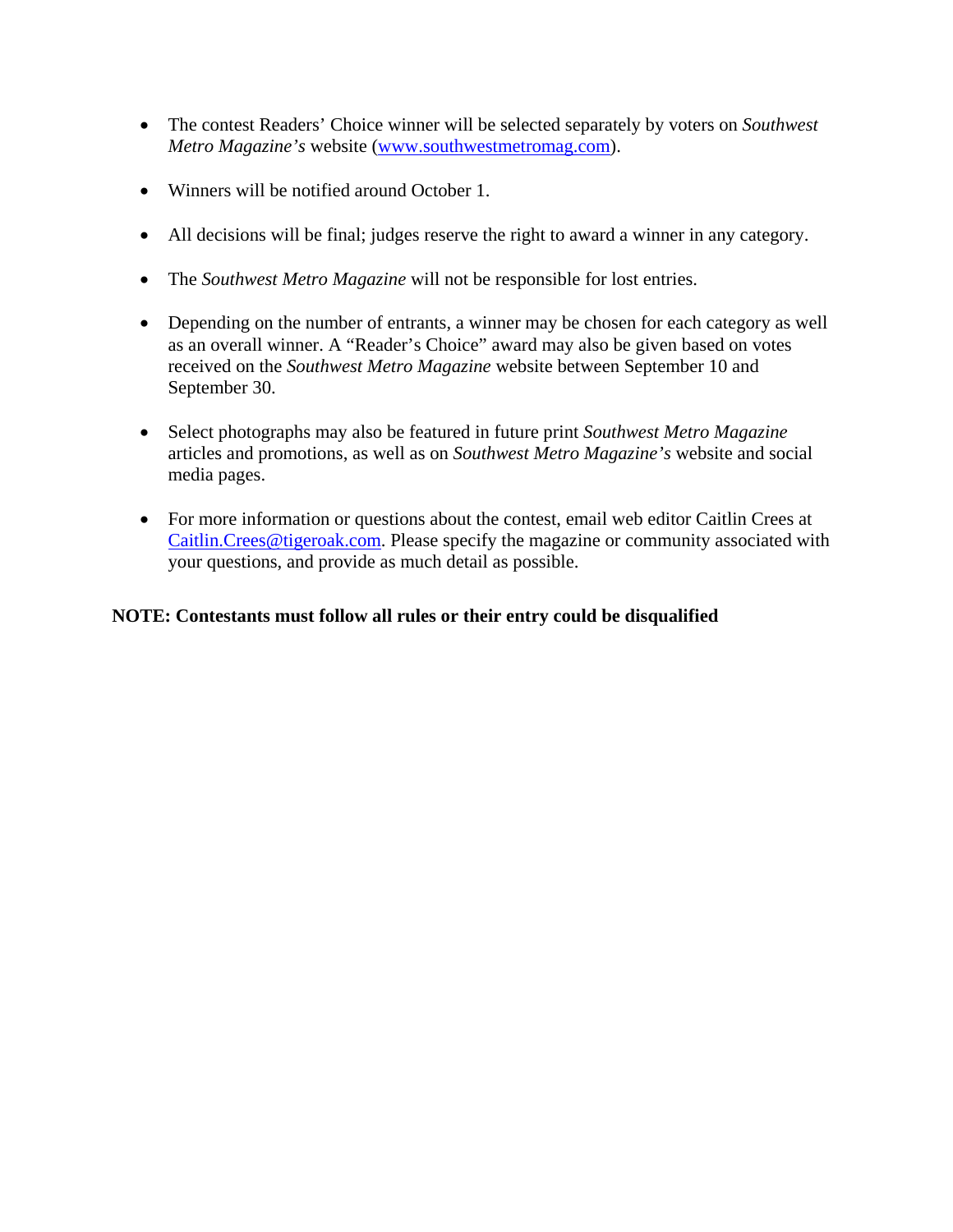- The contest Readers' Choice winner will be selected separately by voters on *Southwest Metro Magazine's* website (www.southwestmetromag.com).

- Winners will be notified around October 1.

- All decisions will be final; judges reserve the right to award a winner in any category.

- The *Southwest Metro Magazine* will not be responsible for lost entries.

- Depending on the number of entrants, a winner may be chosen for each category as well as an overall winner. A "Reader's Choice" award may also be given based on votes received on the *Southwest Metro Magazine* website between September 10 and September 30.

- Select photographs may also be featured in future print *Southwest Metro Magazine* articles and promotions, as well as on *Southwest Metro Magazine's* website and social media pages.

- For more information or questions about the contest, email web editor Caitlin Crees at Caitlin.Crees@tigeroak.com. Please specify the magazine or community associated with your questions, and provide as much detail as possible.

**NOTE: Contestants must follow all rules or their entry could be disqualified**